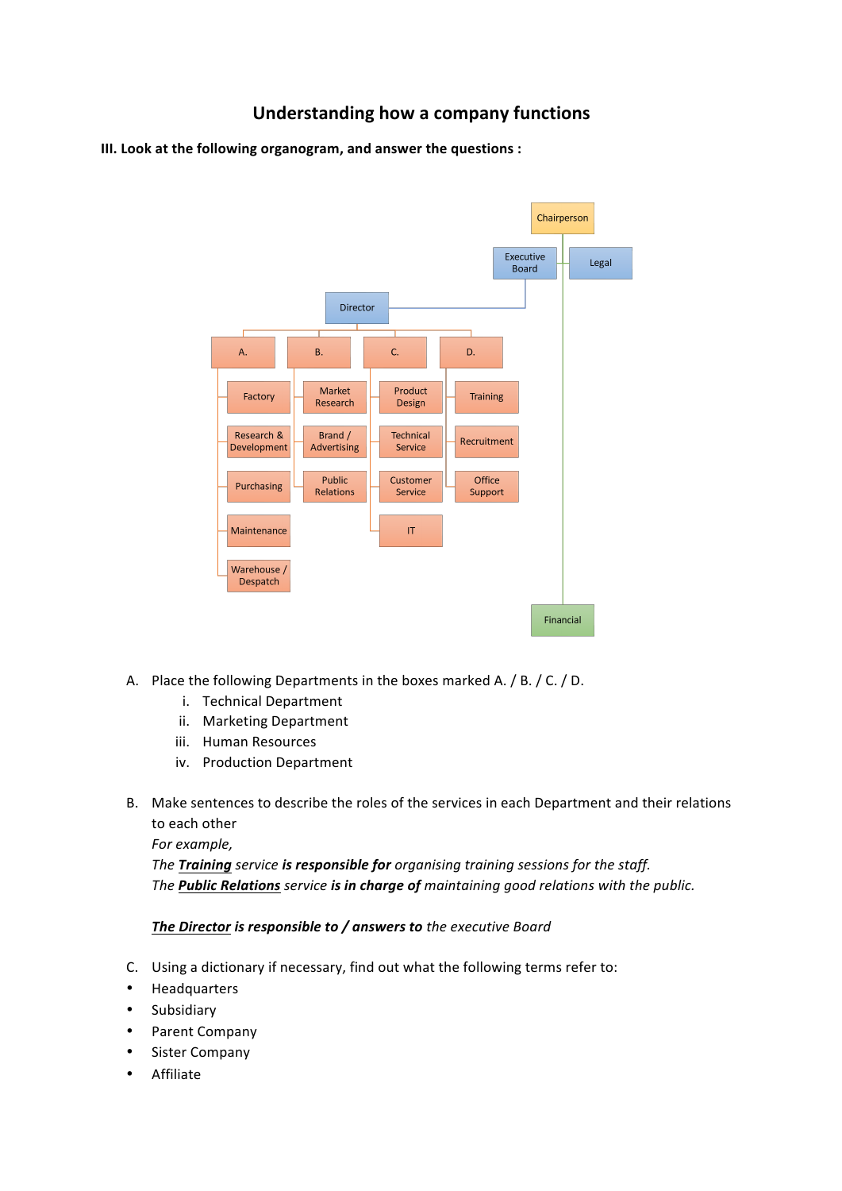# Understanding how a company functions

**III. Look at the following organogram, and answer the questions :**

- Chairperson
  - Executive Board
    - Director
      - A.
        - Factory
        - Research & Development
        - Purchasing
        - Maintenance
        - Warehouse / Despatch
      - B.
        - Market Research
        - Brand / Advertising
        - Public Relations
      - C.
        - Product Design
        - Technical Service
        - Customer Service
        - IT
      - D.
        - Training
        - Recruitment
        - Office Support
  - Legal
  - Financial

A. Place the following Departments in the boxes marked A. / B. / C. / D.

   i. Technical Department
   ii. Marketing Department
   iii. Human Resources
   iv. Production Department

B. Make sentences to describe the roles of the services in each Department and their relations to each other

   *For example,*
   *The **__Training__** service **is responsible for** organising training sessions for the staff.*
   *The **__Public Relations__** service **is in charge of** maintaining good relations with the public.*

   ***__The Director__*** ***is responsible to / answers to*** *the executive Board*

C. Using a dictionary if necessary, find out what the following terms refer to:

- Headquarters
- Subsidiary
- Parent Company
- Sister Company
- Affiliate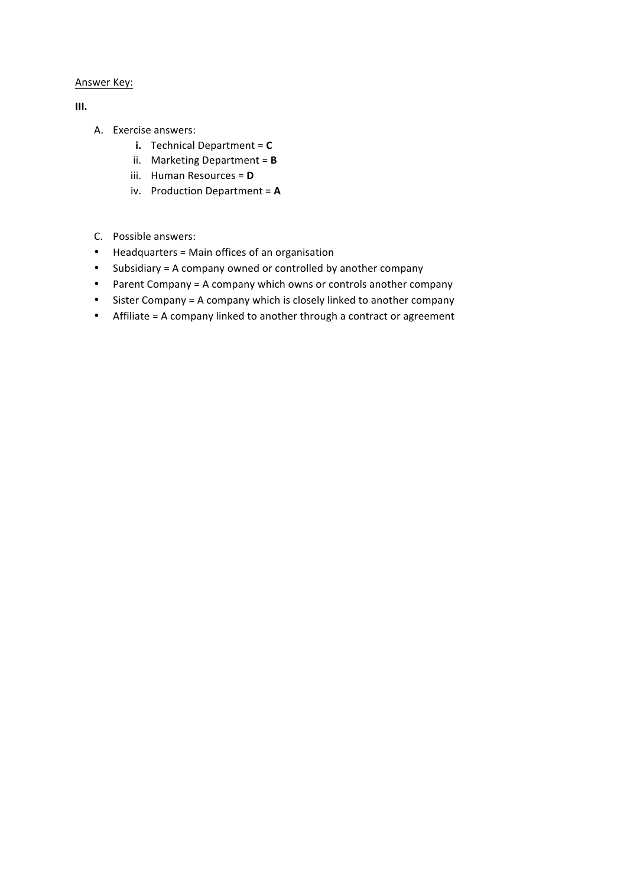Answer Key:

**III.**

A. Exercise answers:

   **i.** Technical Department = **C**
   
   ii. Marketing Department = **B**
   
   iii. Human Resources = **D**
   
   iv. Production Department = **A**

C. Possible answers:

- Headquarters = Main offices of an organisation
- Subsidiary = A company owned or controlled by another company
- Parent Company = A company which owns or controls another company
- Sister Company = A company which is closely linked to another company
- Affiliate = A company linked to another through a contract or agreement